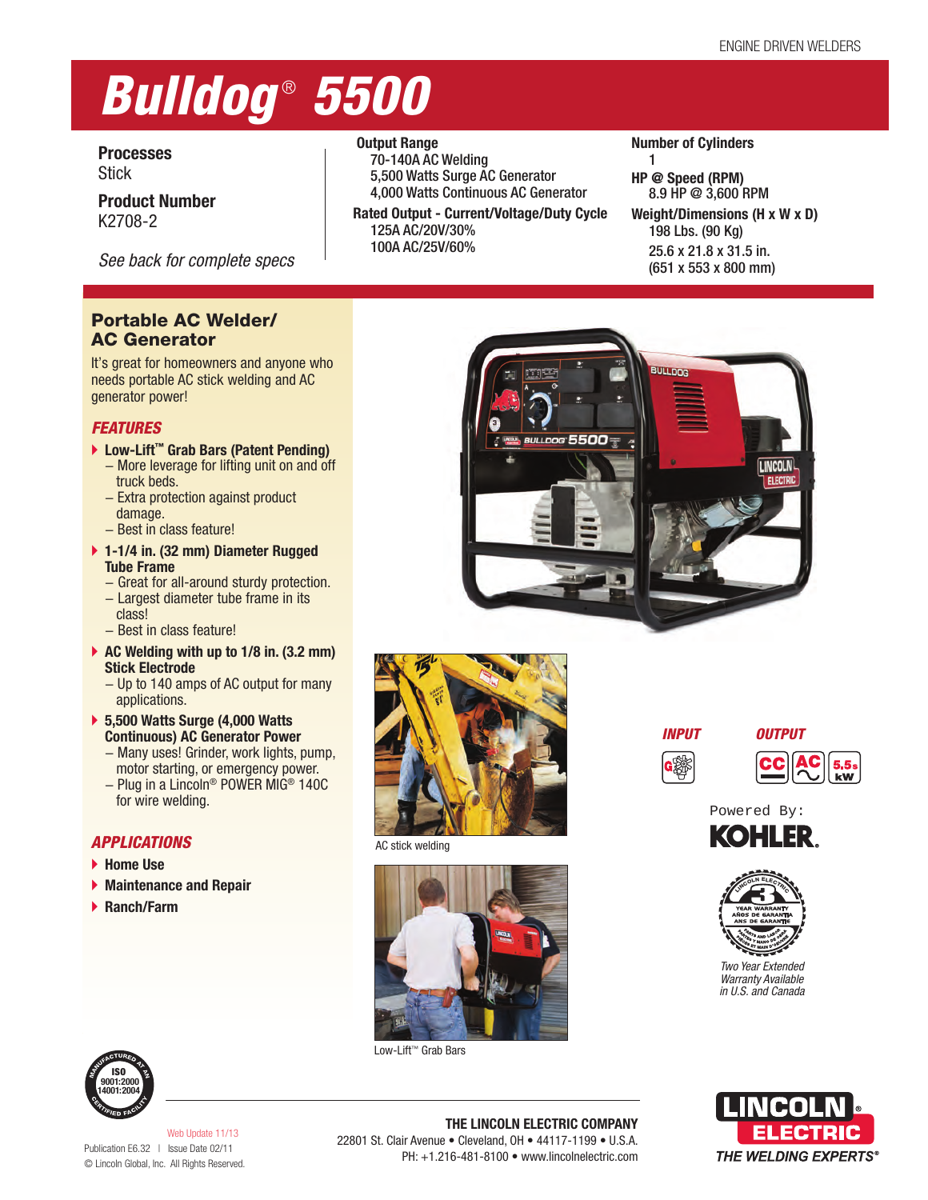ENGINE DRIVEN WELDERS

# Bulldog® 5500

**Processes**
Stick

**Product Number**
K2708-2

*See back for complete specs*

**Output Range**
70-140A AC Welding
5,500 Watts Surge AC Generator
4,000 Watts Continuous AC Generator

**Rated Output - Current/Voltage/Duty Cycle**
125A AC/20V/30%
100A AC/25V/60%

**Number of Cylinders**
1

**HP @ Speed (RPM)**
8.9 HP @ 3,600 RPM

**Weight/Dimensions (H x W x D)**
198 Lbs. (90 Kg)
25.6 x 21.8 x 31.5 in.
(651 x 553 x 800 mm)

## Portable AC Welder/ AC Generator

It's great for homeowners and anyone who needs portable AC stick welding and AC generator power!

### FEATURES

- **Low-Lift™ Grab Bars (Patent Pending)**
  - More leverage for lifting unit on and off truck beds.
  - Extra protection against product damage.
  - Best in class feature!
- **1-1/4 in. (32 mm) Diameter Rugged Tube Frame**
  - Great for all-around sturdy protection.
  - Largest diameter tube frame in its class!
  - Best in class feature!
- **AC Welding with up to 1/8 in. (3.2 mm) Stick Electrode**
  - Up to 140 amps of AC output for many applications.
- **5,500 Watts Surge (4,000 Watts Continuous) AC Generator Power**
  - Many uses! Grinder, work lights, pump, motor starting, or emergency power.
  - Plug in a Lincoln® POWER MIG® 140C for wire welding.

### APPLICATIONS

- **Home Use**
- **Maintenance and Repair**
- **Ranch/Farm**

AC stick welding

Low-Lift™ Grab Bars

**INPUT** **OUTPUT**

Powered By: KOHLER.

*Two Year Extended Warranty Available in U.S. and Canada*

Web Update 11/13
Publication E6.32 | Issue Date 02/11
© Lincoln Global, Inc. All Rights Reserved.

**THE LINCOLN ELECTRIC COMPANY**
22801 St. Clair Avenue • Cleveland, OH • 44117-1199 • U.S.A.
PH: +1.216-481-8100 • www.lincolnelectric.com

THE WELDING EXPERTS®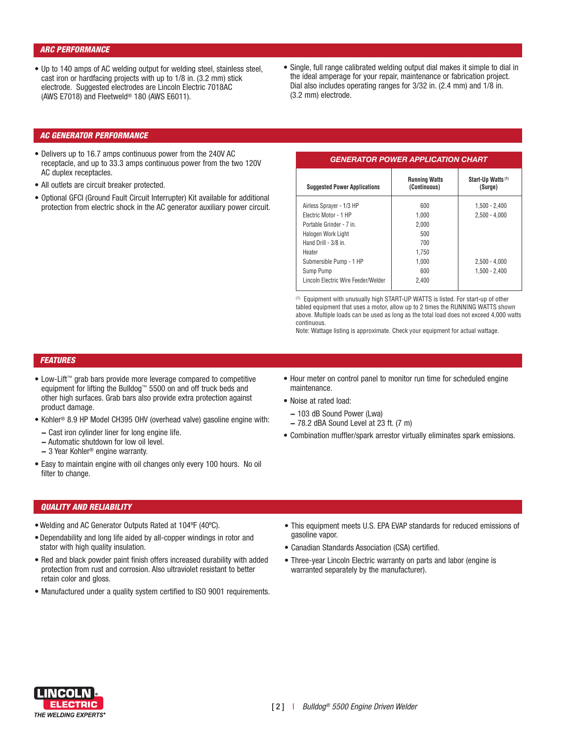## ARC PERFORMANCE

- Up to 140 amps of AC welding output for welding steel, stainless steel, cast iron or hardfacing projects with up to 1/8 in. (3.2 mm) stick electrode. Suggested electrodes are Lincoln Electric 7018AC (AWS E7018) and Fleetweld® 180 (AWS E6011).
- Single, full range calibrated welding output dial makes it simple to dial in the ideal amperage for your repair, maintenance or fabrication project. Dial also includes operating ranges for 3/32 in. (2.4 mm) and 1/8 in. (3.2 mm) electrode.

## AC GENERATOR PERFORMANCE

- Delivers up to 16.7 amps continuous power from the 240V AC receptacle, and up to 33.3 amps continuous power from the two 120V AC duplex receptacles.
- All outlets are circuit breaker protected.
- Optional GFCI (Ground Fault Circuit Interrupter) Kit available for additional protection from electric shock in the AC generator auxiliary power circuit.

### GENERATOR POWER APPLICATION CHART

| Suggested Power Applications | Running Watts (Continuous) | Start-Up Watts [1] (Surge) |
|---|---|---|
| Airless Sprayer - 1/3 HP | 600 | 1,500 - 2,400 |
| Electric Motor - 1 HP | 1,000 | 2,500 - 4,000 |
| Portable Grinder - 7 in. | 2,000 | |
| Halogen Work Light | 500 | |
| Hand Drill - 3/8 in. | 700 | |
| Heater | 1,750 | |
| Submersible Pump - 1 HP | 1,000 | 2,500 - 4,000 |
| Sump Pump | 600 | 1,500 - 2,400 |
| Lincoln Electric Wire Feeder/Welder | 2,400 | |

[1] Equipment with unusually high START-UP WATTS is listed. For start-up of other tabled equipment that uses a motor, allow up to 2 times the RUNNING WATTS shown above. Multiple loads can be used as long as the total load does not exceed 4,000 watts continuous.

Note: Wattage listing is approximate. Check your equipment for actual wattage.

## FEATURES

- Low-Lift™ grab bars provide more leverage compared to competitive equipment for lifting the Bulldog™ 5500 on and off truck beds and other high surfaces. Grab bars also provide extra protection against product damage.
- Kohler® 8.9 HP Model CH395 OHV (overhead valve) gasoline engine with:
  - Cast iron cylinder liner for long engine life.
  - Automatic shutdown for low oil level.
  - 3 Year Kohler® engine warranty.
- Easy to maintain engine with oil changes only every 100 hours. No oil filter to change.
- Hour meter on control panel to monitor run time for scheduled engine maintenance.
- Noise at rated load:
  - 103 dB Sound Power (Lwa)
  - 78.2 dBA Sound Level at 23 ft. (7 m)
- Combination muffler/spark arrestor virtually eliminates spark emissions.

## QUALITY AND RELIABILITY

- Welding and AC Generator Outputs Rated at 104ºF (40ºC).
- Dependability and long life aided by all-copper windings in rotor and stator with high quality insulation.
- Red and black powder paint finish offers increased durability with added protection from rust and corrosion. Also ultraviolet resistant to better retain color and gloss.
- Manufactured under a quality system certified to ISO 9001 requirements.
- This equipment meets U.S. EPA EVAP standards for reduced emissions of gasoline vapor.
- Canadian Standards Association (CSA) certified.
- Three-year Lincoln Electric warranty on parts and labor (engine is warranted separately by the manufacturer).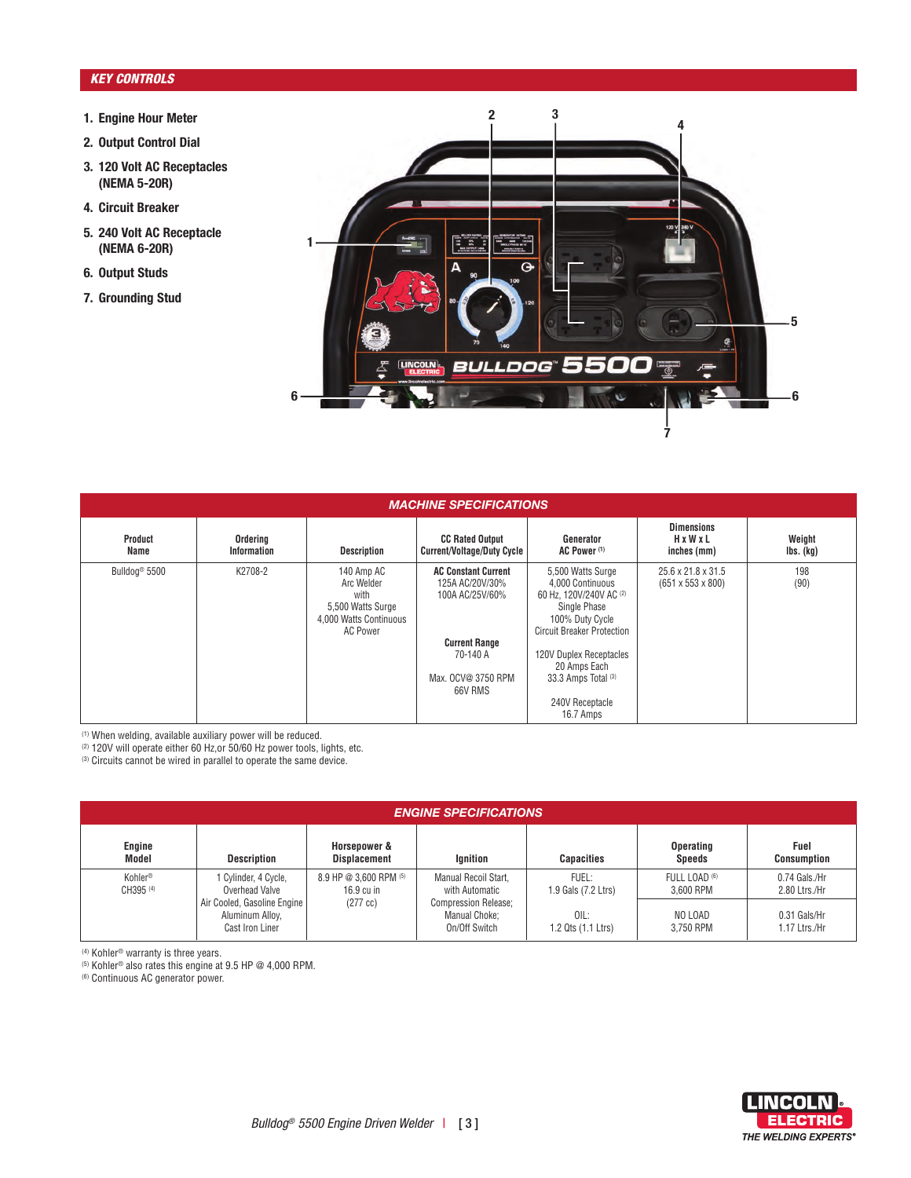## KEY CONTROLS

1. Engine Hour Meter
2. Output Control Dial
3. 120 Volt AC Receptacles (NEMA 5-20R)
4. Circuit Breaker
5. 240 Volt AC Receptacle (NEMA 6-20R)
6. Output Studs
7. Grounding Stud

## MACHINE SPECIFICATIONS

| Product Name | Ordering Information | Description | CC Rated Output Current/Voltage/Duty Cycle | Generator AC Power [1] | Dimensions H x W x L inches (mm) | Weight lbs. (kg) |
|---|---|---|---|---|---|---|
| Bulldog® 5500 | K2708-2 | 140 Amp AC Arc Welder with 5,500 Watts Surge 4,000 Watts Continuous AC Power | **AC Constant Current** 125A AC/20V/30% 100A AC/25V/60%<br><br>**Current Range** 70-140 A<br><br>Max. OCV@ 3750 RPM 66V RMS | 5,500 Watts Surge 4,000 Continuous 60 Hz, 120V/240V AC [2] Single Phase 100% Duty Cycle Circuit Breaker Protection<br><br>120V Duplex Receptacles 20 Amps Each 33.3 Amps Total [3]<br><br>240V Receptacle 16.7 Amps | 25.6 x 21.8 x 31.5 (651 x 553 x 800) | 198 (90) |

[1] When welding, available auxiliary power will be reduced.
[2] 120V will operate either 60 Hz,or 50/60 Hz power tools, lights, etc.
[3] Circuits cannot be wired in parallel to operate the same device.

## ENGINE SPECIFICATIONS

| Engine Model | Description | Horsepower & Displacement | Ignition | Capacities | Operating Speeds | Fuel Consumption |
|---|---|---|---|---|---|---|
| Kohler® CH395 [4] | 1 Cylinder, 4 Cycle, Overhead Valve Air Cooled, Gasoline Engine Aluminum Alloy, Cast Iron Liner | 8.9 HP @ 3,600 RPM [5] 16.9 cu in (277 cc) | Manual Recoil Start, with Automatic Compression Release; Manual Choke; On/Off Switch | FUEL: 1.9 Gals (7.2 Ltrs)<br><br>OIL: 1.2 Qts (1.1 Ltrs) | FULL LOAD [6] 3,600 RPM<br><br>NO LOAD 3,750 RPM | 0.74 Gals./Hr 2.80 Ltrs./Hr<br><br>0.31 Gals/Hr 1.17 Ltrs./Hr |

[4] Kohler® warranty is three years.
[5] Kohler® also rates this engine at 9.5 HP @ 4,000 RPM.
[6] Continuous AC generator power.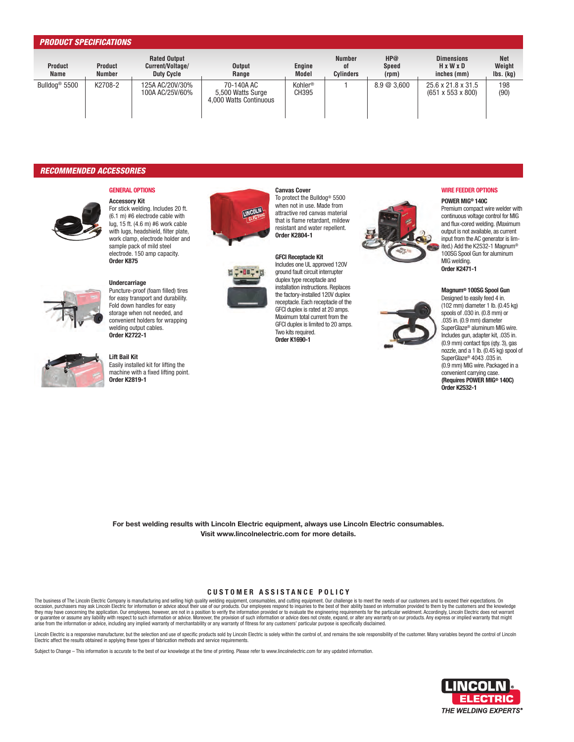## PRODUCT SPECIFICATIONS

| Product Name | Product Number | Rated Output Current/Voltage/ Duty Cycle | Output Range | Engine Model | Number of Cylinders | HP@ Speed (rpm) | Dimensions H x W x D inches (mm) | Net Weight lbs. (kg) |
|---|---|---|---|---|---|---|---|---|
| Bulldog® 5500 | K2708-2 | 125A AC/20V/30%<br>100A AC/25V/60% | 70-140A AC<br>5,500 Watts Surge<br>4,000 Watts Continuous | Kohler®<br>CH395 | 1 | 8.9 @ 3,600 | 25.6 x 21.8 x 31.5<br>(651 x 553 x 800) | 198<br>(90) |

## RECOMMENDED ACCESSORIES

### GENERAL OPTIONS

**Accessory Kit**
For stick welding. Includes 20 ft. (6.1 m) #6 electrode cable with lug, 15 ft. (4.6 m) #6 work cable with lugs, headshield, filter plate, work clamp, electrode holder and sample pack of mild steel electrode. 150 amp capacity.
**Order K875**

**Undercarriage**
Puncture-proof (foam filled) tires for easy transport and durability. Fold down handles for easy storage when not needed, and convenient holders for wrapping welding output cables.
**Order K2722-1**

**Lift Bail Kit**
Easily installed kit for lifting the machine with a fixed lifting point.
**Order K2819-1**

**Canvas Cover**
To protect the Bulldog® 5500 when not in use. Made from attractive red canvas material that is flame retardant, mildew resistant and water repellent.
**Order K2804-1**

**GFCI Receptacle Kit**
Includes one UL approved 120V ground fault circuit interrupter duplex type receptacle and installation instructions. Replaces the factory-installed 120V duplex receptacle. Each receptacle of the GFCI duplex is rated at 20 amps. Maximum total current from the GFCI duplex is limited to 20 amps. Two kits required.
**Order K1690-1**

### WIRE FEEDER OPTIONS

**POWER MIG® 140C**
Premium compact wire welder with continuous voltage control for MIG and flux-cored welding. (Maximum output is not available, as current input from the AC generator is limited.) Add the K2532-1 Magnum® 100SG Spool Gun for aluminum MIG welding.
**Order K2471-1**

**Magnum® 100SG Spool Gun**
Designed to easily feed 4 in. (102 mm) diameter 1 lb. (0.45 kg) spools of .030 in. (0.8 mm) or .035 in. (0.9 mm) diameter SuperGlaze® aluminum MIG wire. Includes gun, adapter kit, .035 in. (0.9 mm) contact tips (qty. 3), gas nozzle, and a 1 lb. (0.45 kg) spool of SuperGlaze® 4043 .035 in. (0.9 mm) MIG wire. Packaged in a convenient carrying case.
**(Requires POWER MIG® 140C)**
**Order K2532-1**

**For best welding results with Lincoln Electric equipment, always use Lincoln Electric consumables.**
**Visit www.lincolnelectric.com for more details.**

### CUSTOMER ASSISTANCE POLICY

The business of The Lincoln Electric Company is manufacturing and selling high quality welding equipment, consumables, and cutting equipment. Our challenge is to meet the needs of our customers and to exceed their expectations. On occasion, purchasers may ask Lincoln Electric for information or advice about their use of our products. Our employees respond to inquiries to the best of their ability based on information provided to them by the customers and the knowledge they may have concerning the application. Our employees, however, are not in a position to verify the information provided or to evaluate the engineering requirements for the particular weldment. Accordingly, Lincoln Electric does not warrant or guarantee or assume any liability with respect to such information or advice. Moreover, the provision of such information or advice does not create, expand, or alter any warranty on our products. Any express or implied warranty that might arise from the information or advice, including any implied warranty of merchantability or any warranty of fitness for any customers' particular purpose is specifically disclaimed.

Lincoln Electric is a responsive manufacturer, but the selection and use of specific products sold by Lincoln Electric is solely within the control of, and remains the sole responsibility of the customer. Many variables beyond the control of Lincoln Electric affect the results obtained in applying these types of fabrication methods and service requirements.

Subject to Change – This information is accurate to the best of our knowledge at the time of printing. Please refer to www.lincolnelectric.com for any updated information.

LINCOLN® ELECTRIC
*THE WELDING EXPERTS®*